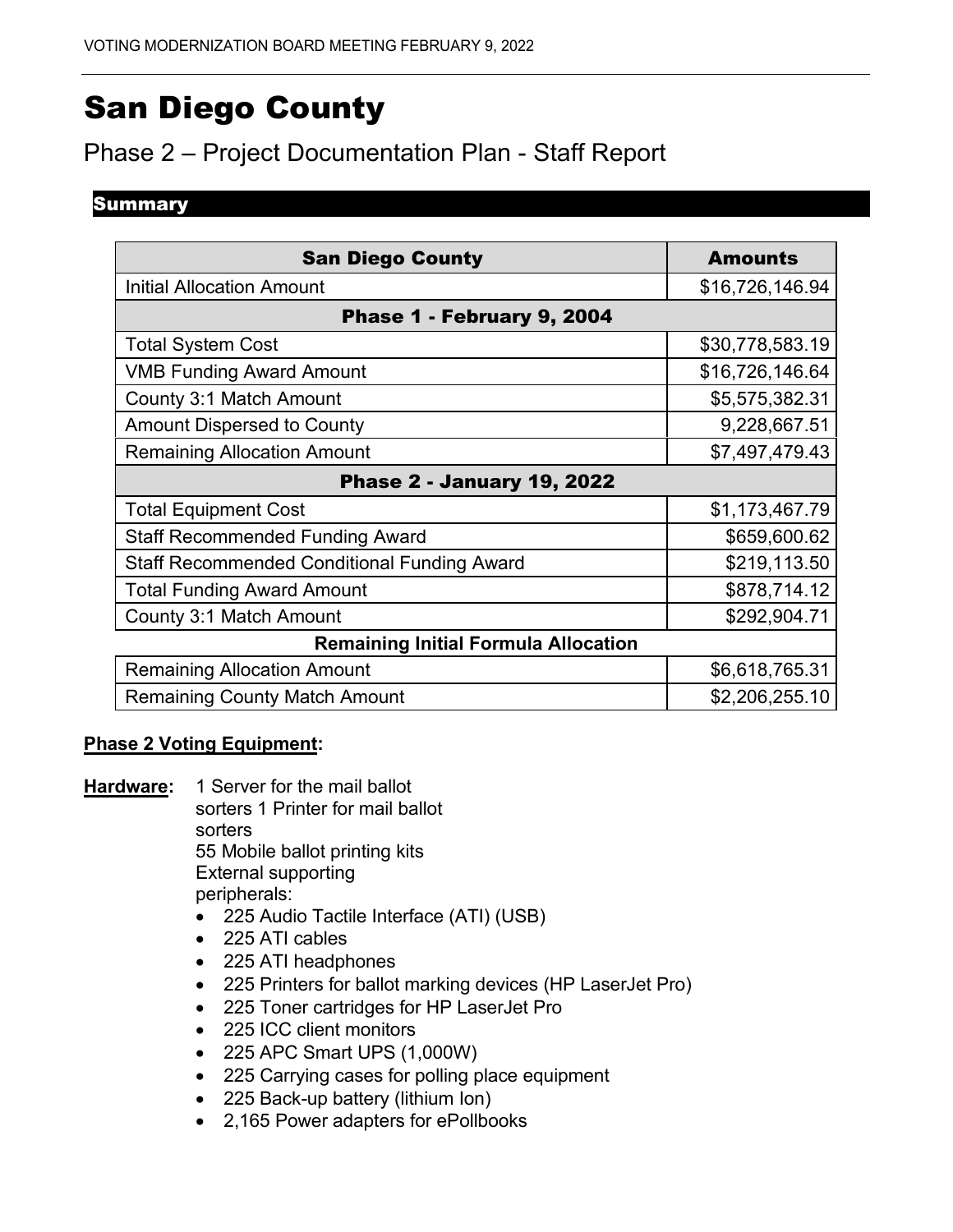# San Diego County

## Phase 2 – Project Documentation Plan - Staff Report

### Summary

| San Diego County | Amounts |
|---|---|
| Initial Allocation Amount | $16,726,146.94 |
| **Phase 1 - February 9, 2004** | |
| Total System Cost | $30,778,583.19 |
| VMB Funding Award Amount | $16,726,146.64 |
| County 3:1 Match Amount | $5,575,382.31 |
| Amount Dispersed to County | 9,228,667.51 |
| Remaining Allocation Amount | $7,497,479.43 |
| **Phase 2 - January 19, 2022** | |
| Total Equipment Cost | $1,173,467.79 |
| Staff Recommended Funding Award | $659,600.62 |
| Staff Recommended Conditional Funding Award | $219,113.50 |
| Total Funding Award Amount | $878,714.12 |
| County 3:1 Match Amount | $292,904.71 |
| **Remaining Initial Formula Allocation** | |
| Remaining Allocation Amount | $6,618,765.31 |
| Remaining County Match Amount | $2,206,255.10 |

**Phase 2 Voting Equipment:**

**Hardware:** 1 Server for the mail ballot sorters 1 Printer for mail ballot sorters
55 Mobile ballot printing kits
External supporting peripherals:

- 225 Audio Tactile Interface (ATI) (USB)
- 225 ATI cables
- 225 ATI headphones
- 225 Printers for ballot marking devices (HP LaserJet Pro)
- 225 Toner cartridges for HP LaserJet Pro
- 225 ICC client monitors
- 225 APC Smart UPS (1,000W)
- 225 Carrying cases for polling place equipment
- 225 Back-up battery (lithium Ion)
- 2,165 Power adapters for ePollbooks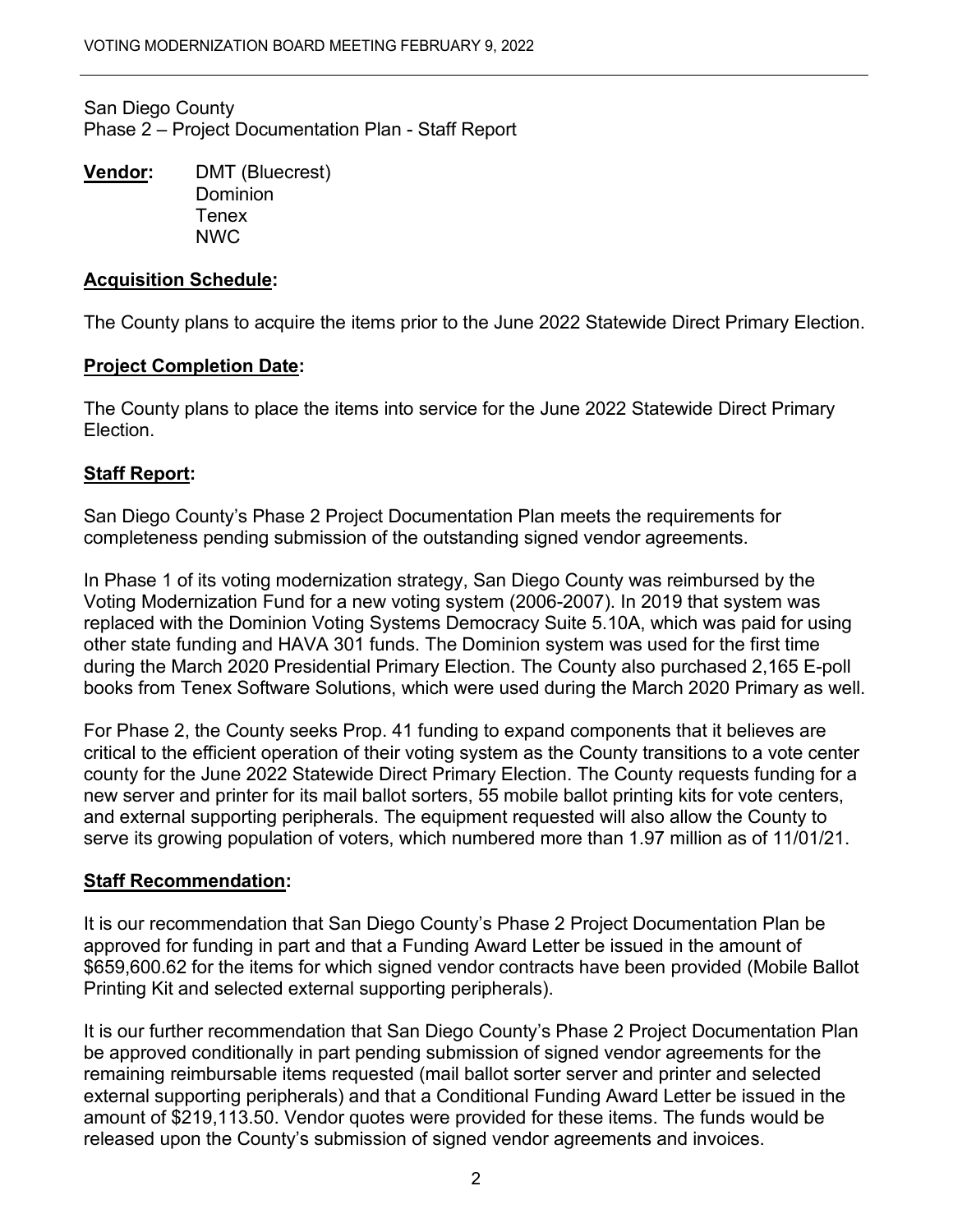San Diego County
Phase 2 – Project Documentation Plan - Staff Report

**Vendor:** DMT (Bluecrest)
Dominion
Tenex
NWC

**Acquisition Schedule:**

The County plans to acquire the items prior to the June 2022 Statewide Direct Primary Election.

**Project Completion Date:**

The County plans to place the items into service for the June 2022 Statewide Direct Primary Election.

**Staff Report:**

San Diego County's Phase 2 Project Documentation Plan meets the requirements for completeness pending submission of the outstanding signed vendor agreements.

In Phase 1 of its voting modernization strategy, San Diego County was reimbursed by the Voting Modernization Fund for a new voting system (2006-2007). In 2019 that system was replaced with the Dominion Voting Systems Democracy Suite 5.10A, which was paid for using other state funding and HAVA 301 funds. The Dominion system was used for the first time during the March 2020 Presidential Primary Election. The County also purchased 2,165 E-poll books from Tenex Software Solutions, which were used during the March 2020 Primary as well.

For Phase 2, the County seeks Prop. 41 funding to expand components that it believes are critical to the efficient operation of their voting system as the County transitions to a vote center county for the June 2022 Statewide Direct Primary Election. The County requests funding for a new server and printer for its mail ballot sorters, 55 mobile ballot printing kits for vote centers, and external supporting peripherals. The equipment requested will also allow the County to serve its growing population of voters, which numbered more than 1.97 million as of 11/01/21.

**Staff Recommendation:**

It is our recommendation that San Diego County's Phase 2 Project Documentation Plan be approved for funding in part and that a Funding Award Letter be issued in the amount of $659,600.62 for the items for which signed vendor contracts have been provided (Mobile Ballot Printing Kit and selected external supporting peripherals).

It is our further recommendation that San Diego County's Phase 2 Project Documentation Plan be approved conditionally in part pending submission of signed vendor agreements for the remaining reimbursable items requested (mail ballot sorter server and printer and selected external supporting peripherals) and that a Conditional Funding Award Letter be issued in the amount of $219,113.50. Vendor quotes were provided for these items. The funds would be released upon the County's submission of signed vendor agreements and invoices.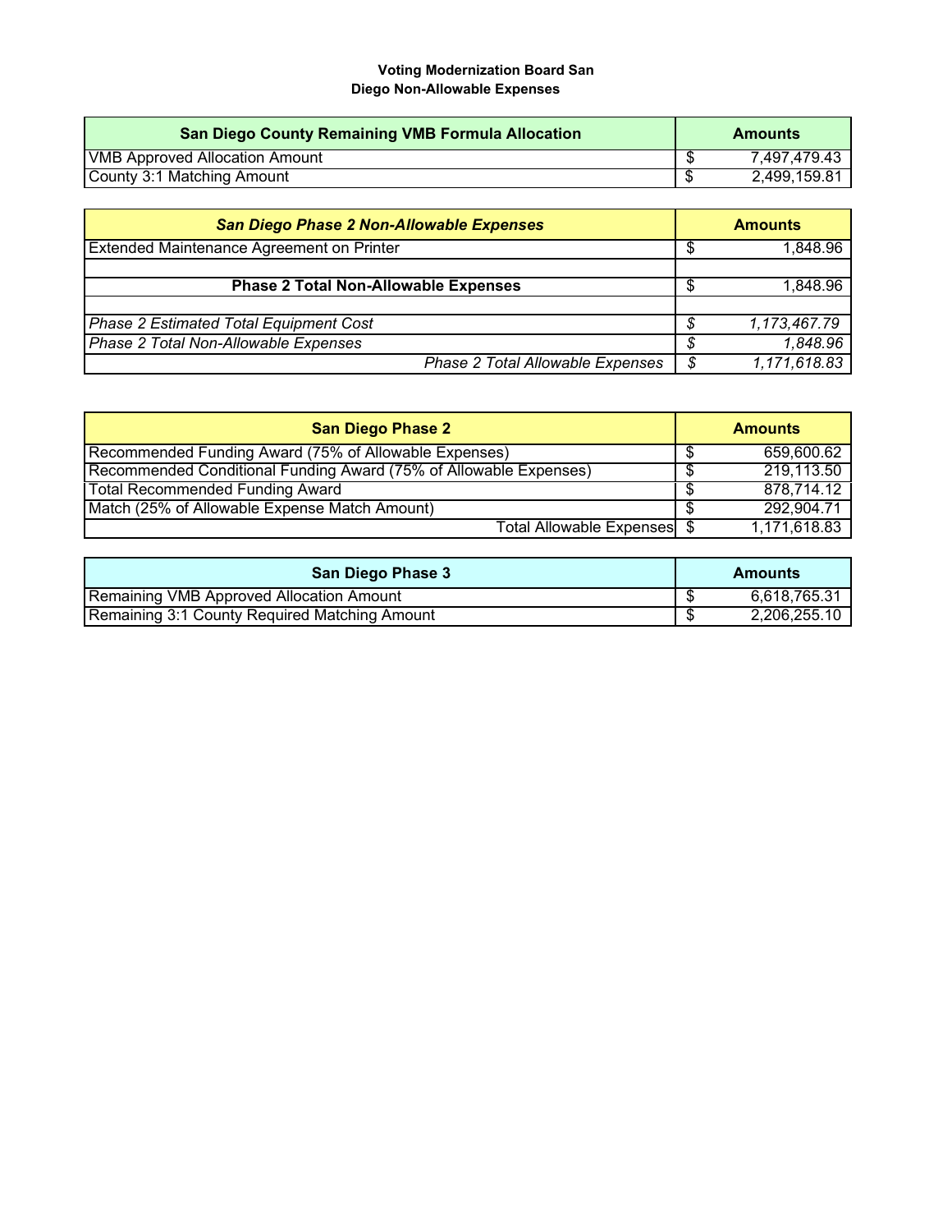**Voting Modernization Board San Diego Non-Allowable Expenses**

| San Diego County Remaining VMB Formula Allocation | Amounts |
|---|---|
| VMB Approved Allocation Amount | $ 7,497,479.43 |
| County 3:1 Matching Amount | $ 2,499,159.81 |

| ***San Diego Phase 2 Non-Allowable Expenses*** | **Amounts** |
|---|---|
| Extended Maintenance Agreement on Printer | $ 1,848.96 |
| | |
| **Phase 2 Total Non-Allowable Expenses** | $ 1,848.96 |
| | |
| *Phase 2 Estimated Total Equipment Cost* | *$ 1,173,467.79* |
| *Phase 2 Total Non-Allowable Expenses* | *$ 1,848.96* |
| *Phase 2 Total Allowable Expenses* | *$ 1,171,618.83* |

| San Diego Phase 2 | Amounts |
|---|---|
| Recommended Funding Award (75% of Allowable Expenses) | $ 659,600.62 |
| Recommended Conditional Funding Award (75% of Allowable Expenses) | $ 219,113.50 |
| Total Recommended Funding Award | $ 878,714.12 |
| Match (25% of Allowable Expense Match Amount) | $ 292,904.71 |
| Total Allowable Expenses | $ 1,171,618.83 |

| San Diego Phase 3 | Amounts |
|---|---|
| Remaining VMB Approved Allocation Amount | $ 6,618,765.31 |
| Remaining 3:1 County Required Matching Amount | $ 2,206,255.10 |